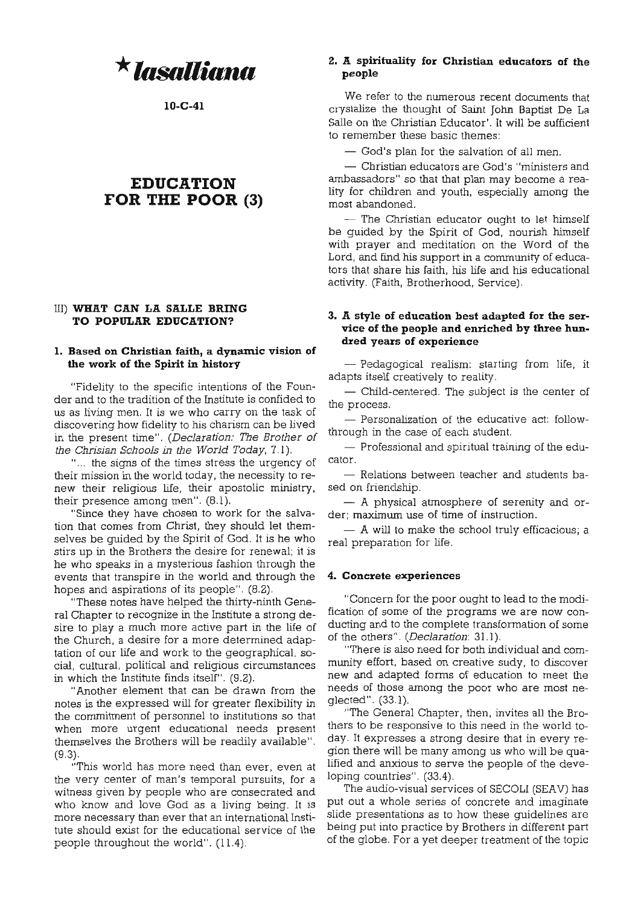# ★ lasalliana

**10-C-41**

# EDUCATION FOR THE POOR (3)

## III) WHAT CAN LA SALLE BRING TO POPULAR EDUCATION?

### 1. Based on Christian faith, a dynamic vision of the work of the Spirit in history

"Fidelity to the specific intentions of the Founder and to the tradition of the Institute is confided to us as living men. It is we who carry on the task of discovering how fidelity to his charism can be lived in the present time". (*Declaration: The Brother of the Chrisian Schools in the World Today*, 7.1).

"... the signs of the times stress the urgency of their mission in the world today, the necessity to renew their religious life, their apostolic ministry, their presence among men". (8.1).

"Since they have chosen to work for the salvation that comes from Christ, they should let themselves be guided by the Spirit of God. It is he who stirs up in the Brothers the desire for renewal; it is he who speaks in a mysterious fashion through the events that transpire in the world and through the hopes and aspirations of its people". (8.2).

"These notes have helped the thirty-ninth General Chapter to recognize in the Institute a strong desire to play a much more active part in the life of the Church, a desire for a more determined adaptation of our life and work to the geographical, social, cultural, political and religious circumstances in which the Institute finds itself". (9.2).

"Another element that can be drawn from the notes is the expressed will for greater flexibility in the commitment of personnel to institutions so that when more urgent educational needs present themselves the Brothers will be readily available". (9.3).

"This world has more need than ever, even at the very center of man's temporal pursuits, for a witness given by people who are consecrated and who know and love God as a living being. It is more necessary than ever that an international Institute should exist for the educational service of the people throughout the world". (11.4).

### 2. A spirituality for Christian educators of the people

We refer to the numerous recent documents that crystalize the thought of Saint John Baptist De La Salle on the Christian Educator'. It will be sufficient to remember these basic themes:

— God's plan for the salvation of all men.

— Christian educators are God's "ministers and ambassadors" so that that plan may become a reality for children and youth, especially among the most abandoned.

— The Christian educator ought to let himself be guided by the Spirit of God, nourish himself with prayer and meditation on the Word of the Lord, and find his support in a community of educators that share his faith, his life and his educational activity. (Faith, Brotherhood, Service).

### 3. A style of education best adapted for the service of the people and enriched by three hundred years of experience

— Pedagogical realism: starting from life, it adapts itself creatively to reality.

— Child-centered. The subject is the center of the process.

— Personalization of the educative act: follow-through in the case of each student.

— Professional and spiritual training of the educator.

— Relations between teacher and students based on friendship.

— A physical atmosphere of serenity and order; maximum use of time of instruction.

— A will to make the school truly efficacious; a real preparation for life.

### 4. Concrete experiences

"Concern for the poor ought to lead to the modification of some of the programs we are now conducting and to the complete transformation of some of the others". (*Declaration*: 31.1).

"There is also need for both individual and community effort, based on creative sudy, to discover new and adapted forms of education to meet the needs of those among the poor who are most neglected". (33.1).

"The General Chapter, then, invites all the Brothers to be responsive to this need in the world today. It expresses a strong desire that in every region there will be many among us who will be qualified and anxious to serve the people of the developing countries". (33.4).

The audio-visual services of SECOLI (SEAV) has put out a whole series of concrete and imaginate slide presentations as to how these guidelines are being put into practice by Brothers in different part of the globe. For a yet deeper treatment of the topic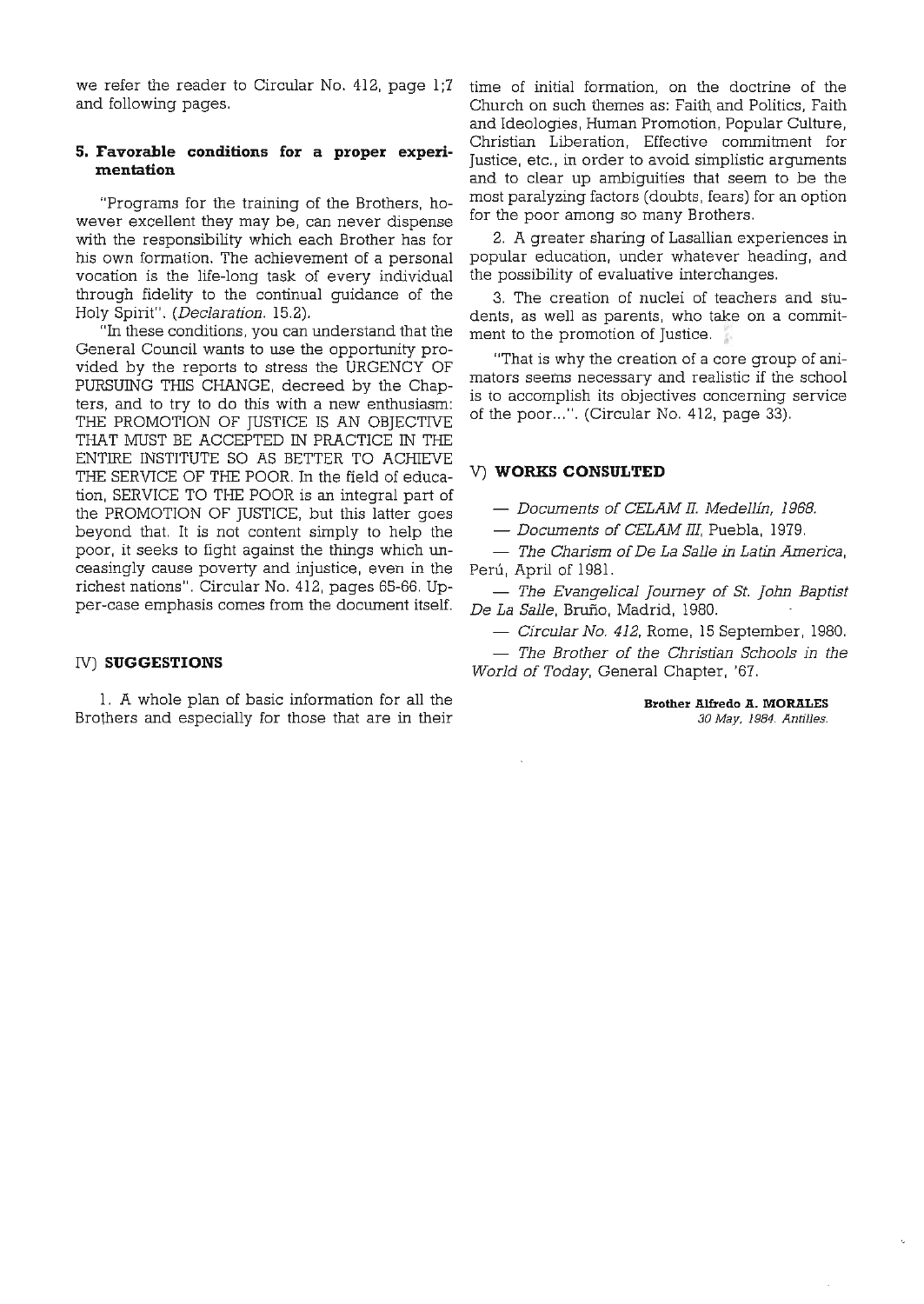we refer the reader to Circular No. 412, page 1;7 and following pages.

### 5. Favorable conditions for a proper experimentation

"Programs for the training of the Brothers, however excellent they may be, can never dispense with the responsibility which each Brother has for his own formation. The achievement of a personal vocation is the life-long task of every individual through fidelity to the continual guidance of the Holy Spirit". (*Declaration*. 15.2).

"In these conditions, you can understand that the General Council wants to use the opportunity provided by the reports to stress the URGENCY OF PURSUING THIS CHANGE, decreed by the Chapters, and to try to do this with a new enthusiasm: THE PROMOTION OF JUSTICE IS AN OBJECTIVE THAT MUST BE ACCEPTED IN PRACTICE IN THE ENTIRE INSTITUTE SO AS BETTER TO ACHIEVE THE SERVICE OF THE POOR. In the field of education, SERVICE TO THE POOR is an integral part of the PROMOTION OF JUSTICE, but this latter goes beyond that. It is not content simply to help the poor, it seeks to fight against the things which unceasingly cause poverty and injustice, even in the richest nations". Circular No. 412, pages 65-66. Upper-case emphasis comes from the document itself.

## IV) SUGGESTIONS

1. A whole plan of basic information for all the Brothers and especially for those that are in their time of initial formation, on the doctrine of the Church on such themes as: Faith and Politics, Faith and Ideologies, Human Promotion, Popular Culture, Christian Liberation, Effective commitment for Justice, etc., in order to avoid simplistic arguments and to clear up ambiguities that seem to be the most paralyzing factors (doubts, fears) for an option for the poor among so many Brothers.

2. A greater sharing of Lasallian experiences in popular education, under whatever heading, and the possibility of evaluative interchanges.

3. The creation of nuclei of teachers and students, as well as parents, who take on a commitment to the promotion of Justice.

"That is why the creation of a core group of animators seems necessary and realistic if the school is to accomplish its objectives concerning service of the poor...". (Circular No. 412, page 33).

## V) WORKS CONSULTED

— *Documents of CELAM II. Medellín, 1968.*

— *Documents of CELAM III*, Puebla, 1979.

— *The Charism of De La Salle in Latin America*, Perú, April of 1981.

— *The Evangelical Journey of St. John Baptist De La Salle*, Bruño, Madrid, 1980.

— *Circular No. 412*, Rome, 15 September, 1980.

— *The Brother of the Christian Schools in the World of Today*, General Chapter, '67.

**Brother Alfredo A. MORALES**
*30 May, 1984. Antilles.*